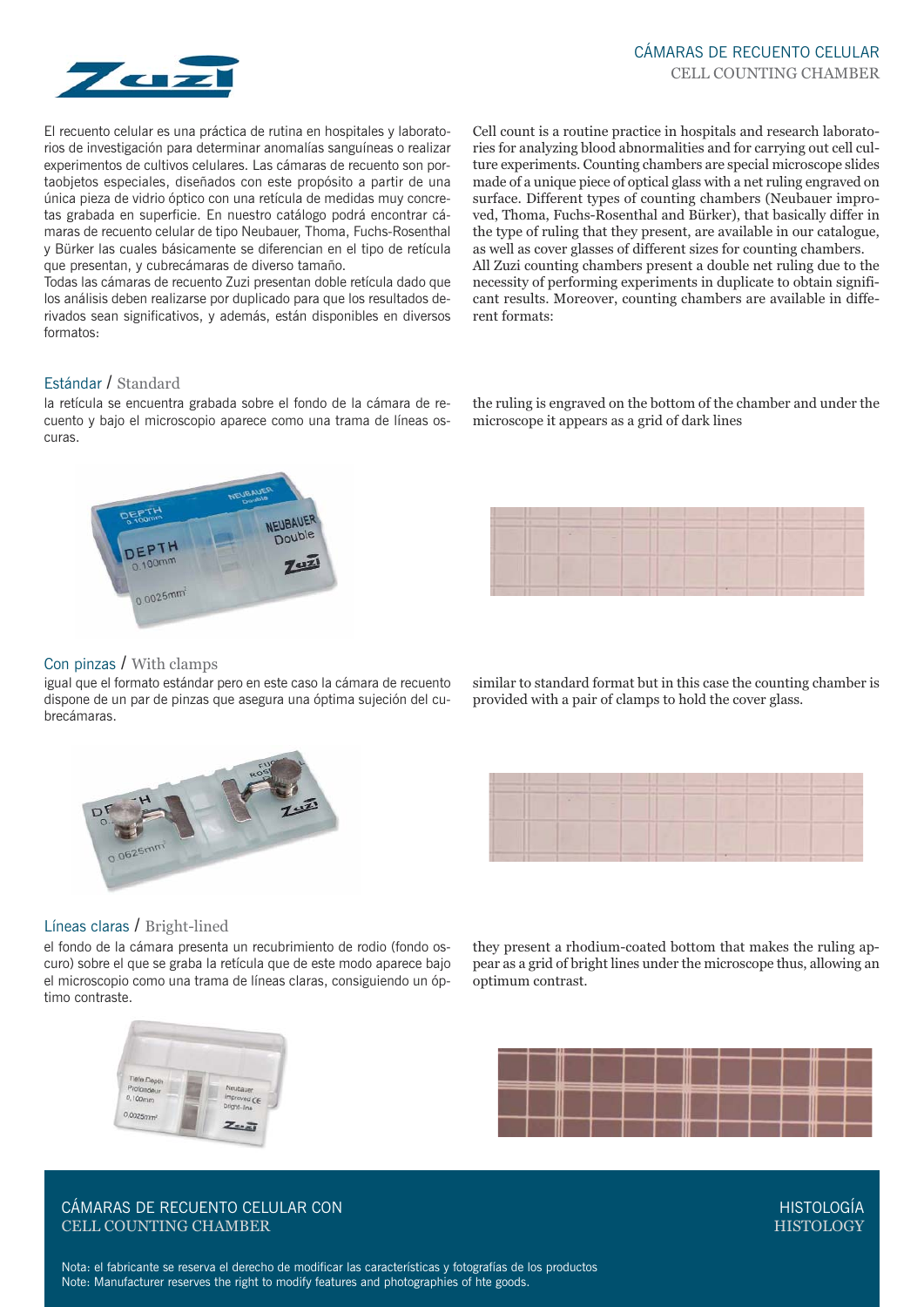# CÁMARAS DE RECUENTO CELULAR
## CELL COUNTING CHAMBER

El recuento celular es una práctica de rutina en hospitales y laboratorios de investigación para determinar anomalías sanguíneas o realizar experimentos de cultivos celulares. Las cámaras de recuento son portaobjetos especiales, diseñados con este propósito a partir de una única pieza de vidrio óptico con una retícula de medidas muy concretas grabada en superficie. En nuestro catálogo podrá encontrar cámaras de recuento celular de tipo Neubauer, Thoma, Fuchs-Rosenthal y Bürker las cuales básicamente se diferencian en el tipo de retícula que presentan, y cubrecámaras de diverso tamaño.

Todas las cámaras de recuento Zuzi presentan doble retícula dado que los análisis deben realizarse por duplicado para que los resultados derivados sean significativos, y además, están disponibles en diversos formatos:

Cell count is a routine practice in hospitals and research laboratories for analyzing blood abnormalities and for carrying out cell culture experiments. Counting chambers are special microscope slides made of a unique piece of optical glass with a net ruling engraved on surface. Different types of counting chambers (Neubauer improved, Thoma, Fuchs-Rosenthal and Bürker), that basically differ in the type of ruling that they present, are available in our catalogue, as well as cover glasses of different sizes for counting chambers.

All Zuzi counting chambers present a double net ruling due to the necessity of performing experiments in duplicate to obtain significant results. Moreover, counting chambers are available in different formats:

### Estándar / Standard

la retícula se encuentra grabada sobre el fondo de la cámara de recuento y bajo el microscopio aparece como una trama de líneas oscuras.

the ruling is engraved on the bottom of the chamber and under the microscope it appears as a grid of dark lines

### Con pinzas / With clamps

igual que el formato estándar pero en este caso la cámara de recuento dispone de un par de pinzas que asegura una óptima sujeción del cubrecámaras.

similar to standard format but in this case the counting chamber is provided with a pair of clamps to hold the cover glass.

### Líneas claras / Bright-lined

el fondo de la cámara presenta un recubrimiento de rodio (fondo oscuro) sobre el que se graba la retícula que de este modo aparece bajo el microscopio como una trama de líneas claras, consiguiendo un óptimo contraste.

they present a rhodium-coated bottom that makes the ruling appear as a grid of bright lines under the microscope thus, allowing an optimum contrast.

Nota: el fabricante se reserva el derecho de modificar las características y fotografías de los productos
Note: Manufacturer reserves the right to modify features and photographies of hte goods.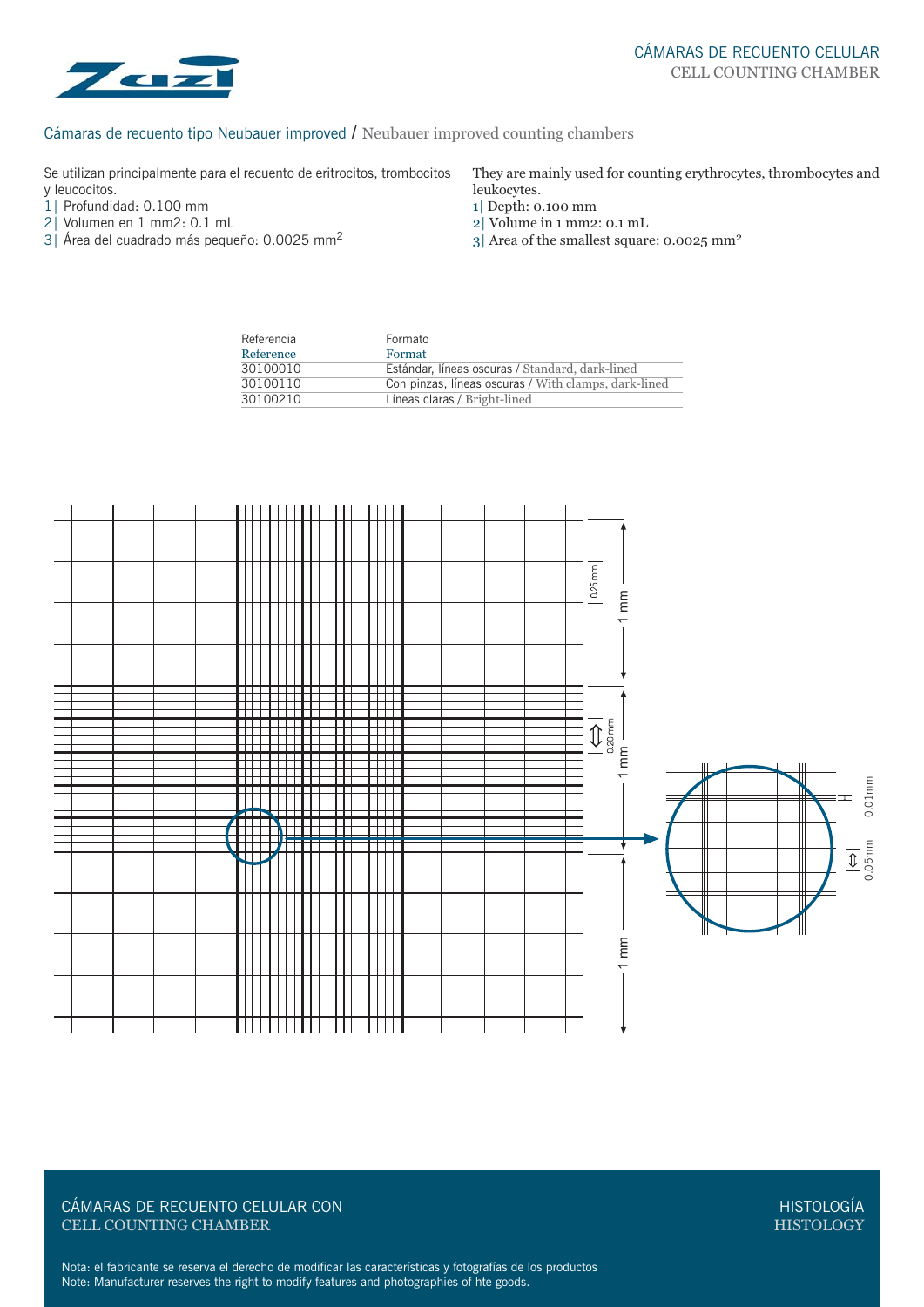## Cámaras de recuento tipo Neubauer improved / Neubauer improved counting chambers

Se utilizan principalmente para el recuento de eritrocitos, trombocitos y leucocitos.

1| Profundidad: 0.100 mm
2| Volumen en 1 mm2: 0.1 mL
3| Área del cuadrado más pequeño: 0.0025 mm$^2$

They are mainly used for counting erythrocytes, thrombocytes and leukocytes.

1| Depth: 0.100 mm
2| Volume in 1 mm2: 0.1 mL
3| Area of the smallest square: 0.0025 mm$^2$

| Referencia / Reference | Formato / Format |
| --- | --- |
| 30100010 | Estándar, líneas oscuras / Standard, dark-lined |
| 30100110 | Con pinzas, líneas oscuras / With clamps, dark-lined |
| 30100210 | Líneas claras / Bright-lined |

0.25 mm
1 mm
0.20 mm
1 mm
1 mm
0.01mm
0.05mm

CÁMARAS DE RECUENTO CELULAR CON
CELL COUNTING CHAMBER

HISTOLOGÍA
HISTOLOGY

Nota: el fabricante se reserva el derecho de modificar las características y fotografías de los productos
Note: Manufacturer reserves the right to modify features and photographies of hte goods.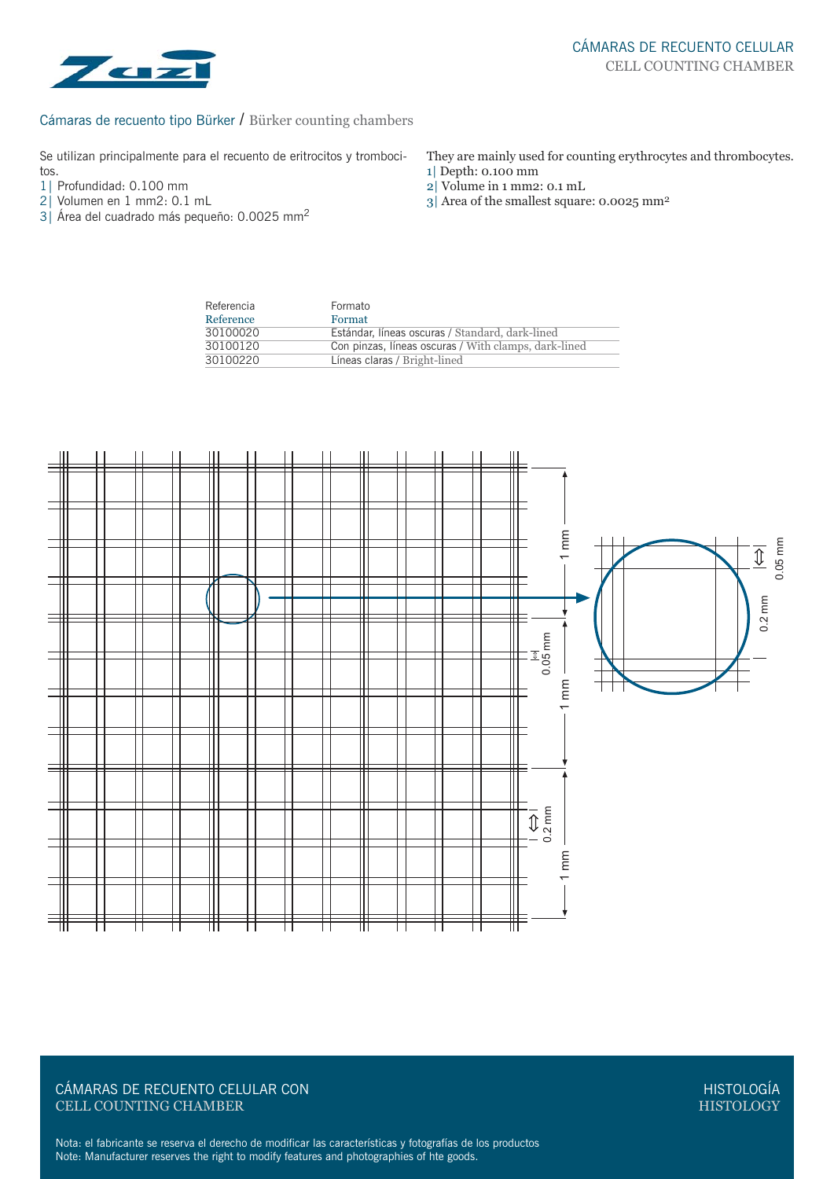# Cámaras de recuento tipo Bürker / Bürker counting chambers

Se utilizan principalmente para el recuento de eritrocitos y trombocitos.

1| Profundidad: 0.100 mm
2| Volumen en 1 mm2: 0.1 mL
3| Área del cuadrado más pequeño: 0.0025 mm$^2$

They are mainly used for counting erythrocytes and thrombocytes.

1| Depth: 0.100 mm
2| Volume in 1 mm2: 0.1 mL
3| Area of the smallest square: 0.0025 mm$^2$

| Referencia / Reference | Formato / Format |
|---|---|
| 30100020 | Estándar, líneas oscuras / Standard, dark-lined |
| 30100120 | Con pinzas, líneas oscuras / With clamps, dark-lined |
| 30100220 | Líneas claras / Bright-lined |

1 mm
0.05 mm
1 mm
0.2 mm
1 mm
0.05 mm
0.2 mm

CÁMARAS DE RECUENTO CELULAR CON
CELL COUNTING CHAMBER

HISTOLOGÍA
HISTOLOGY

Nota: el fabricante se reserva el derecho de modificar las características y fotografías de los productos
Note: Manufacturer reserves the right to modify features and photographies of hte goods.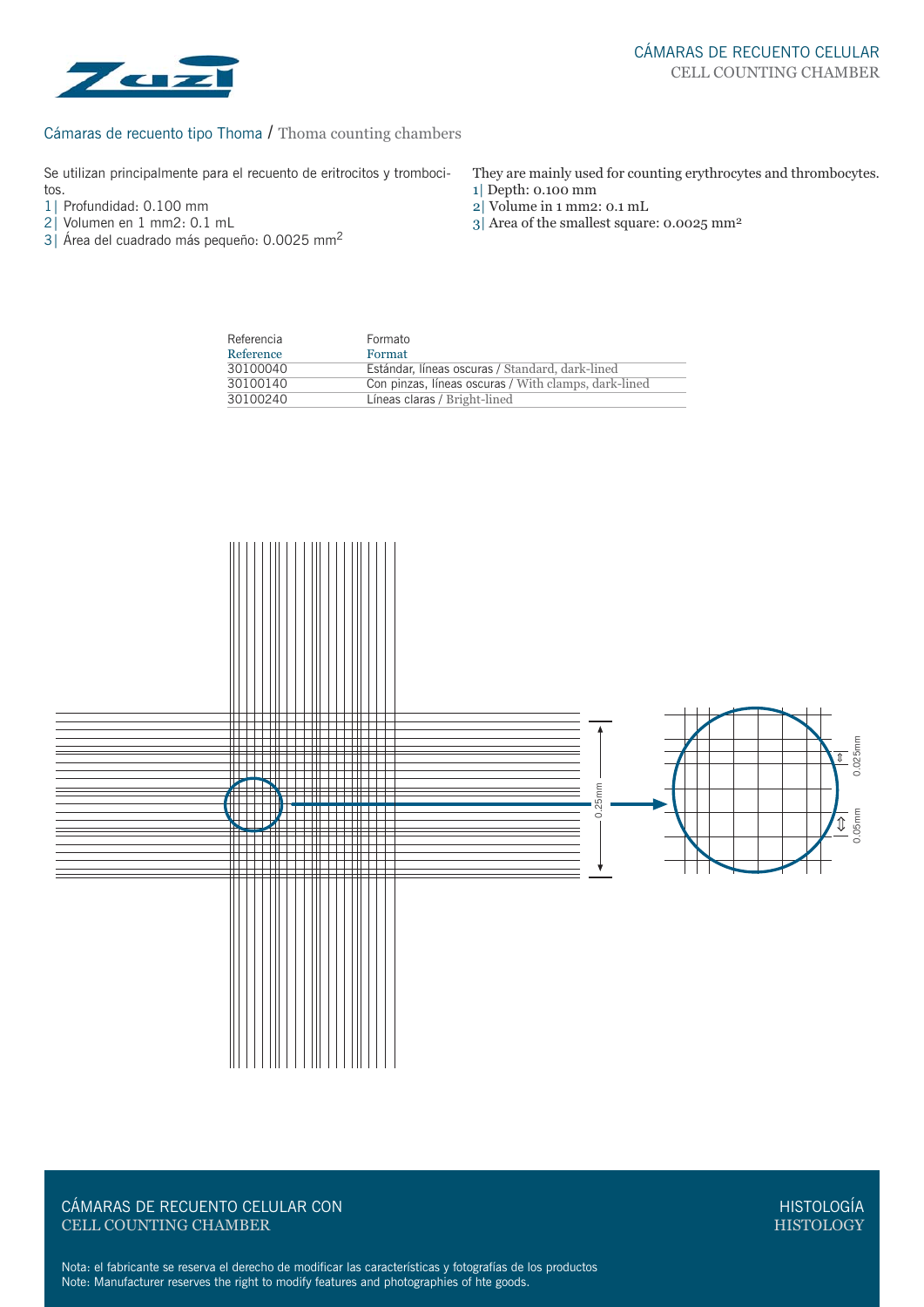# CÁMARAS DE RECUENTO CELULAR
CELL COUNTING CHAMBER

## Cámaras de recuento tipo Thoma / Thoma counting chambers

Se utilizan principalmente para el recuento de eritrocitos y trombocitos.

1| Profundidad: 0.100 mm
2| Volumen en 1 mm2: 0.1 mL
3| Área del cuadrado más pequeño: 0.0025 mm$^2$

They are mainly used for counting erythrocytes and thrombocytes.

1| Depth: 0.100 mm
2| Volume in 1 mm2: 0.1 mL
3| Area of the smallest square: 0.0025 mm$^2$

| Referencia<br>Reference | Formato<br>Format |
|---|---|
| 30100040 | Estándar, líneas oscuras / Standard, dark-lined |
| 30100140 | Con pinzas, líneas oscuras / With clamps, dark-lined |
| 30100240 | Líneas claras / Bright-lined |

0.25mm

0.025mm

0.05mm

CÁMARAS DE RECUENTO CELULAR CON
CELL COUNTING CHAMBER

HISTOLOGÍA
HISTOLOGY

Nota: el fabricante se reserva el derecho de modificar las características y fotografías de los productos
Note: Manufacturer reserves the right to modify features and photographies of hte goods.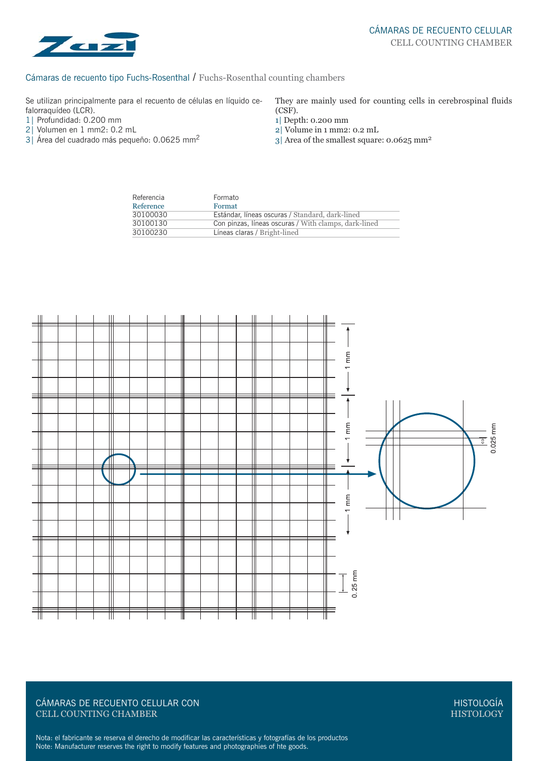## Cámaras de recuento tipo Fuchs-Rosenthal / Fuchs-Rosenthal counting chambers

Se utilizan principalmente para el recuento de células en líquido cefalorraquídeo (LCR).

1| Profundidad: 0.200 mm
2| Volumen en 1 mm2: 0.2 mL
3| Área del cuadrado más pequeño: 0.0625 mm$^2$

They are mainly used for counting cells in cerebrospinal fluids (CSF).

1| Depth: 0.200 mm
2| Volume in 1 mm2: 0.2 mL
3| Area of the smallest square: 0.0625 mm$^2$

| Referencia / Reference | Formato / Format |
|---|---|
| 30100030 | Estándar, líneas oscuras / Standard, dark-lined |
| 30100130 | Con pinzas, líneas oscuras / With clamps, dark-lined |
| 30100230 | Líneas claras / Bright-lined |

1 mm

1 mm

1 mm

0.25 mm

0.025 mm

CÁMARAS DE RECUENTO CELULAR CON
CELL COUNTING CHAMBER

HISTOLOGÍA
HISTOLOGY

Nota: el fabricante se reserva el derecho de modificar las características y fotografías de los productos
Note: Manufacturer reserves the right to modify features and photographies of hte goods.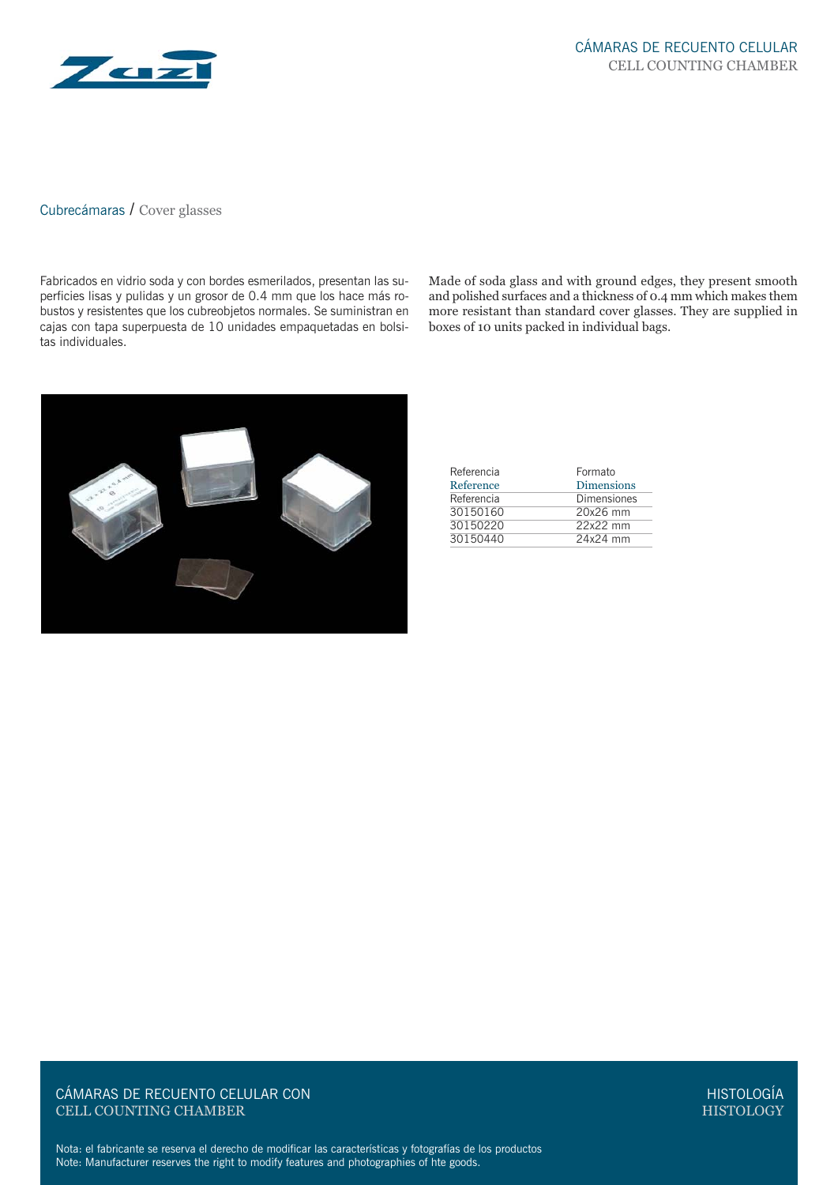## Cubrecámaras / Cover glasses

Fabricados en vidrio soda y con bordes esmerilados, presentan las superficies lisas y pulidas y un grosor de 0.4 mm que los hace más robustos y resistentes que los cubreobjetos normales. Se suministran en cajas con tapa superpuesta de 10 unidades empaquetadas en bolsitas individuales.

Made of soda glass and with ground edges, they present smooth and polished surfaces and a thickness of 0.4 mm which makes them more resistant than standard cover glasses. They are supplied in boxes of 10 units packed in individual bags.

| Referencia<br>Reference | Formato<br>Dimensions |
|---|---|
| Referencia | Dimensiones |
| 30150160 | 20x26 mm |
| 30150220 | 22x22 mm |
| 30150440 | 24x24 mm |

CÁMARAS DE RECUENTO CELULAR CON
CELL COUNTING CHAMBER

HISTOLOGÍA
HISTOLOGY

Nota: el fabricante se reserva el derecho de modificar las características y fotografías de los productos
Note: Manufacturer reserves the right to modify features and photographies of hte goods.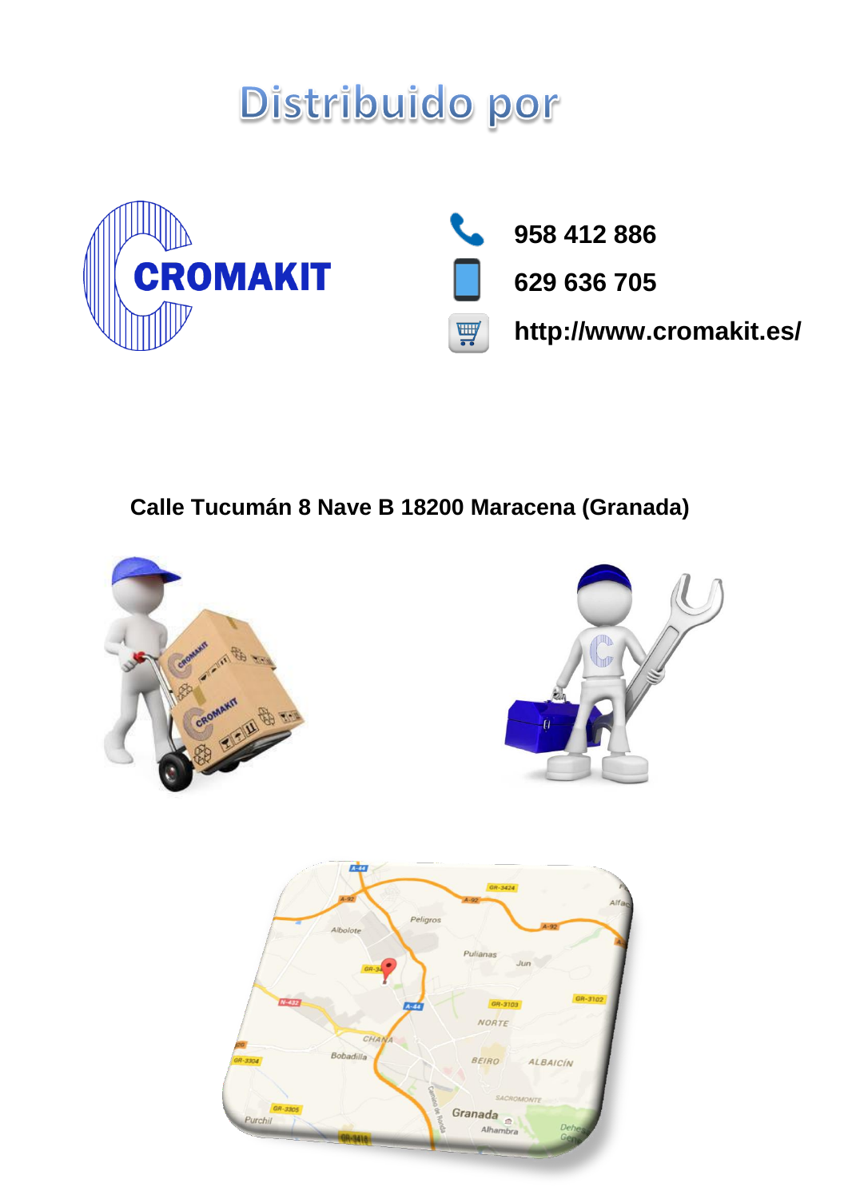# Distribuido por

CROMAKIT

**958 412 886**

**629 636 705**

**http://www.cromakit.es/**

**Calle Tucumán 8 Nave B 18200 Maracena (Granada)**